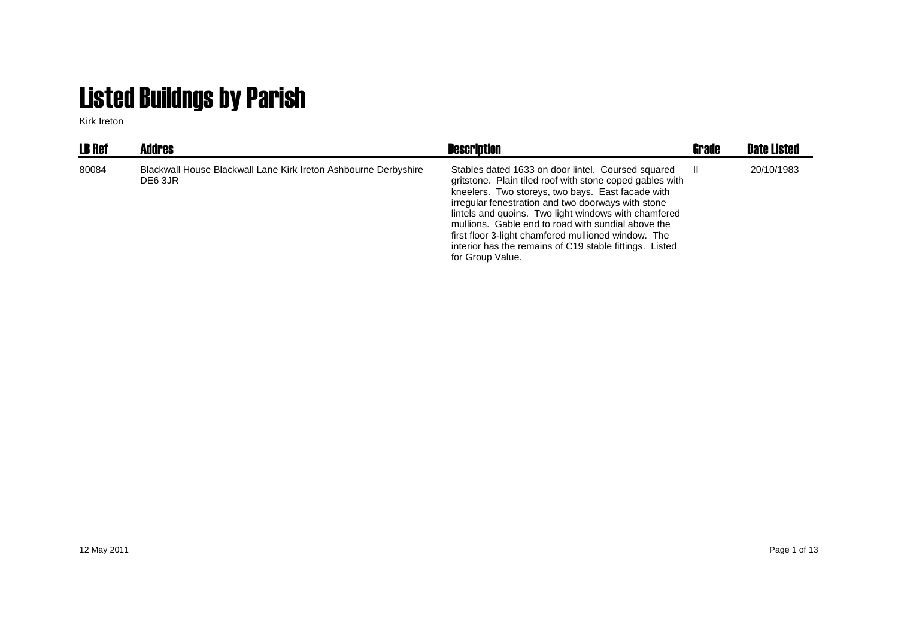# Listed Buildngs by Parish

Kirk Ireton

| LB Ref | Addres | Description | Grade | Date Listed |
|---|---|---|---|---|
| 80084 | Blackwall House Blackwall Lane Kirk Ireton Ashbourne Derbyshire DE6 3JR | Stables dated 1633 on door lintel. Coursed squared gritstone. Plain tiled roof with stone coped gables with kneelers. Two storeys, two bays. East facade with irregular fenestration and two doorways with stone lintels and quoins. Two light windows with chamfered mullions. Gable end to road with sundial above the first floor 3-light chamfered mullioned window. The interior has the remains of C19 stable fittings. Listed for Group Value. | II | 20/10/1983 |

12 May 2011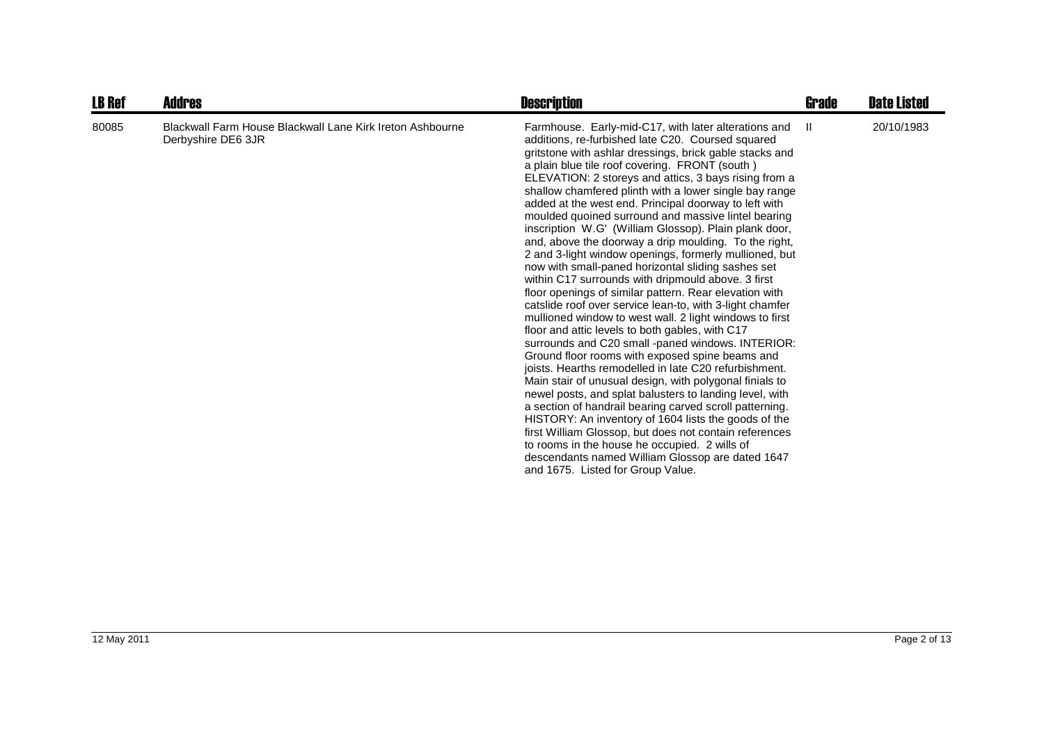| LB Ref | Addres | Description | Grade | Date Listed |
| --- | --- | --- | --- | --- |
| 80085 | Blackwall Farm House Blackwall Lane Kirk Ireton Ashbourne Derbyshire DE6 3JR | Farmhouse. Early-mid-C17, with later alterations and additions, re-furbished late C20. Coursed squared gritstone with ashlar dressings, brick gable stacks and a plain blue tile roof covering. FRONT (south ) ELEVATION: 2 storeys and attics, 3 bays rising from a shallow chamfered plinth with a lower single bay range added at the west end. Principal doorway to left with moulded quoined surround and massive lintel bearing inscription W.G' (William Glossop). Plain plank door, and, above the doorway a drip moulding. To the right, 2 and 3-light window openings, formerly mullioned, but now with small-paned horizontal sliding sashes set within C17 surrounds with dripmould above. 3 first floor openings of similar pattern. Rear elevation with catslide roof over service lean-to, with 3-light chamfer mullioned window to west wall. 2 light windows to first floor and attic levels to both gables, with C17 surrounds and C20 small -paned windows. INTERIOR: Ground floor rooms with exposed spine beams and joists. Hearths remodelled in late C20 refurbishment. Main stair of unusual design, with polygonal finials to newel posts, and splat balusters to landing level, with a section of handrail bearing carved scroll patterning. HISTORY: An inventory of 1604 lists the goods of the first William Glossop, but does not contain references to rooms in the house he occupied. 2 wills of descendants named William Glossop are dated 1647 and 1675. Listed for Group Value. | II | 20/10/1983 |

12 May 2011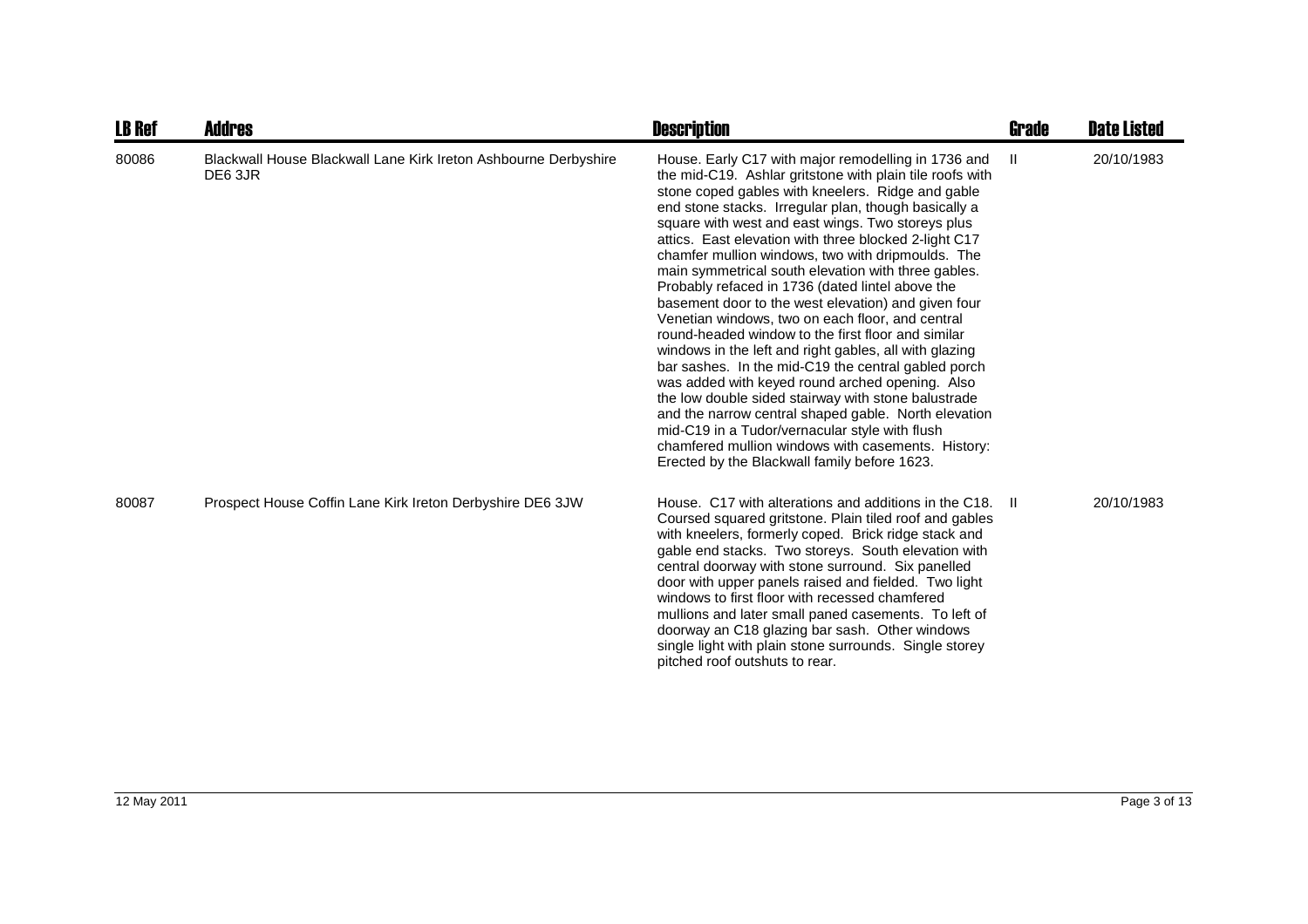| LB Ref | Addres | Description | Grade | Date Listed |
|---|---|---|---|---|
| 80086 | Blackwall House Blackwall Lane Kirk Ireton Ashbourne Derbyshire DE6 3JR | House. Early C17 with major remodelling in 1736 and the mid-C19. Ashlar gritstone with plain tile roofs with stone coped gables with kneelers. Ridge and gable end stone stacks. Irregular plan, though basically a square with west and east wings. Two storeys plus attics. East elevation with three blocked 2-light C17 chamfer mullion windows, two with dripmoulds. The main symmetrical south elevation with three gables. Probably refaced in 1736 (dated lintel above the basement door to the west elevation) and given four Venetian windows, two on each floor, and central round-headed window to the first floor and similar windows in the left and right gables, all with glazing bar sashes. In the mid-C19 the central gabled porch was added with keyed round arched opening. Also the low double sided stairway with stone balustrade and the narrow central shaped gable. North elevation mid-C19 in a Tudor/vernacular style with flush chamfered mullion windows with casements. History: Erected by the Blackwall family before 1623. | II | 20/10/1983 |
| 80087 | Prospect House Coffin Lane Kirk Ireton Derbyshire DE6 3JW | House. C17 with alterations and additions in the C18. Coursed squared gritstone. Plain tiled roof and gables with kneelers, formerly coped. Brick ridge stack and gable end stacks. Two storeys. South elevation with central doorway with stone surround. Six panelled door with upper panels raised and fielded. Two light windows to first floor with recessed chamfered mullions and later small paned casements. To left of doorway an C18 glazing bar sash. Other windows single light with plain stone surrounds. Single storey pitched roof outshuts to rear. | II | 20/10/1983 |

12 May 2011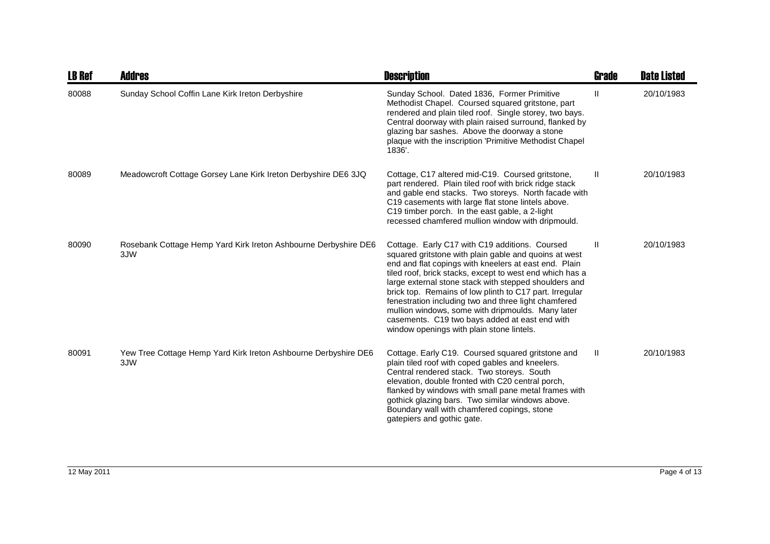| LB Ref | Addres | Description | Grade | Date Listed |
|---|---|---|---|---|
| 80088 | Sunday School Coffin Lane Kirk Ireton Derbyshire | Sunday School. Dated 1836, Former Primitive Methodist Chapel. Coursed squared gritstone, part rendered and plain tiled roof. Single storey, two bays. Central doorway with plain raised surround, flanked by glazing bar sashes. Above the doorway a stone plaque with the inscription 'Primitive Methodist Chapel 1836'. | II | 20/10/1983 |
| 80089 | Meadowcroft Cottage Gorsey Lane Kirk Ireton Derbyshire DE6 3JQ | Cottage, C17 altered mid-C19. Coursed gritstone, part rendered. Plain tiled roof with brick ridge stack and gable end stacks. Two storeys. North facade with C19 casements with large flat stone lintels above. C19 timber porch. In the east gable, a 2-light recessed chamfered mullion window with dripmould. | II | 20/10/1983 |
| 80090 | Rosebank Cottage Hemp Yard Kirk Ireton Ashbourne Derbyshire DE6 3JW | Cottage. Early C17 with C19 additions. Coursed squared gritstone with plain gable and quoins at west end and flat copings with kneelers at east end. Plain tiled roof, brick stacks, except to west end which has a large external stone stack with stepped shoulders and brick top. Remains of low plinth to C17 part. Irregular fenestration including two and three light chamfered mullion windows, some with dripmoulds. Many later casements. C19 two bays added at east end with window openings with plain stone lintels. | II | 20/10/1983 |
| 80091 | Yew Tree Cottage Hemp Yard Kirk Ireton Ashbourne Derbyshire DE6 3JW | Cottage. Early C19. Coursed squared gritstone and plain tiled roof with coped gables and kneelers. Central rendered stack. Two storeys. South elevation, double fronted with C20 central porch, flanked by windows with small pane metal frames with gothick glazing bars. Two similar windows above. Boundary wall with chamfered copings, stone gatepiers and gothic gate. | II | 20/10/1983 |

12 May 2011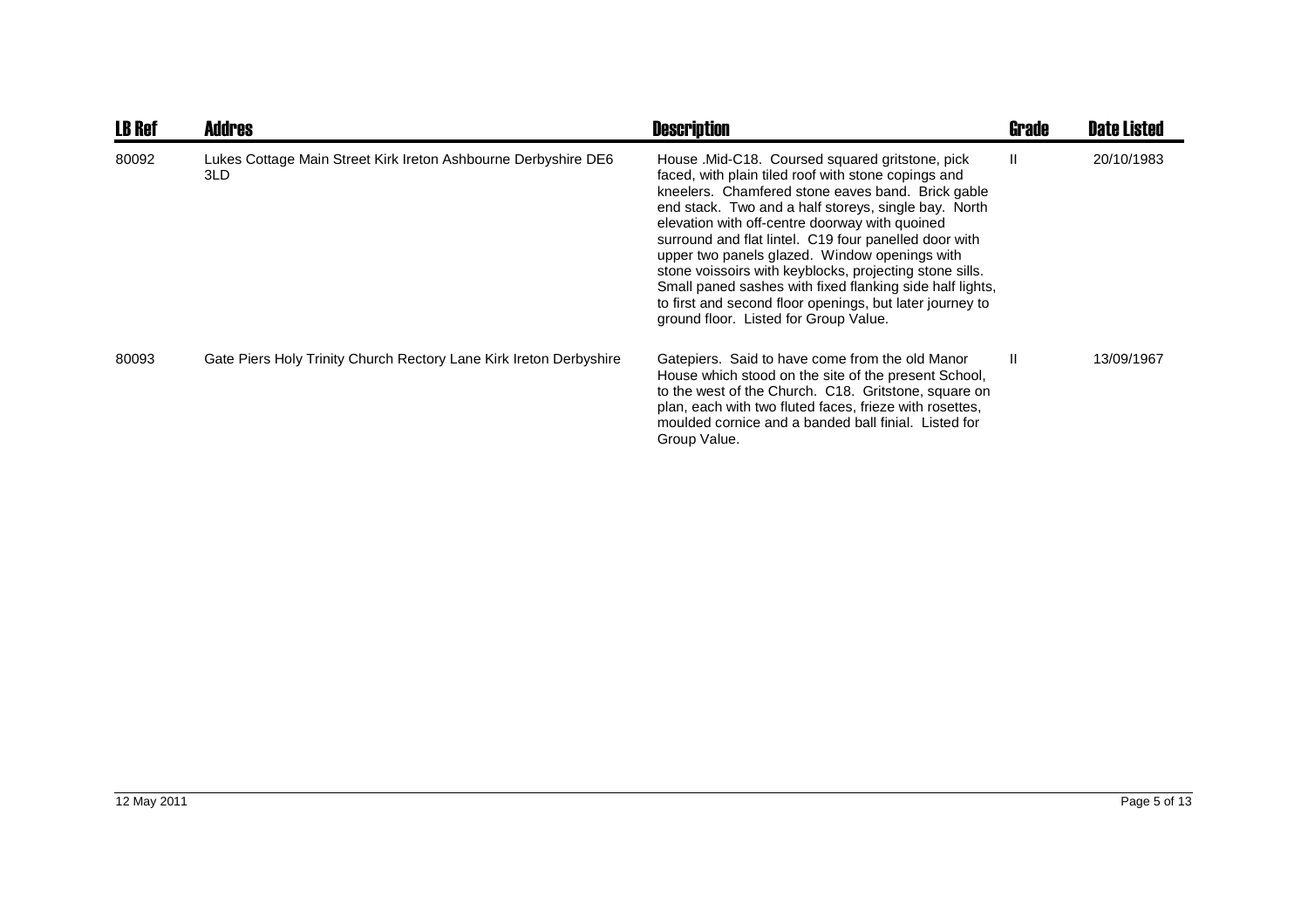| LB Ref | Addres | Description | Grade | Date Listed |
|---|---|---|---|---|
| 80092 | Lukes Cottage Main Street Kirk Ireton Ashbourne Derbyshire DE6 3LD | House .Mid-C18. Coursed squared gritstone, pick faced, with plain tiled roof with stone copings and kneelers. Chamfered stone eaves band. Brick gable end stack. Two and a half storeys, single bay. North elevation with off-centre doorway with quoined surround and flat lintel. C19 four panelled door with upper two panels glazed. Window openings with stone voissoirs with keyblocks, projecting stone sills. Small paned sashes with fixed flanking side half lights, to first and second floor openings, but later journey to ground floor. Listed for Group Value. | II | 20/10/1983 |
| 80093 | Gate Piers Holy Trinity Church Rectory Lane Kirk Ireton Derbyshire | Gatepiers. Said to have come from the old Manor House which stood on the site of the present School, to the west of the Church. C18. Gritstone, square on plan, each with two fluted faces, frieze with rosettes, moulded cornice and a banded ball finial. Listed for Group Value. | II | 13/09/1967 |

12 May 2011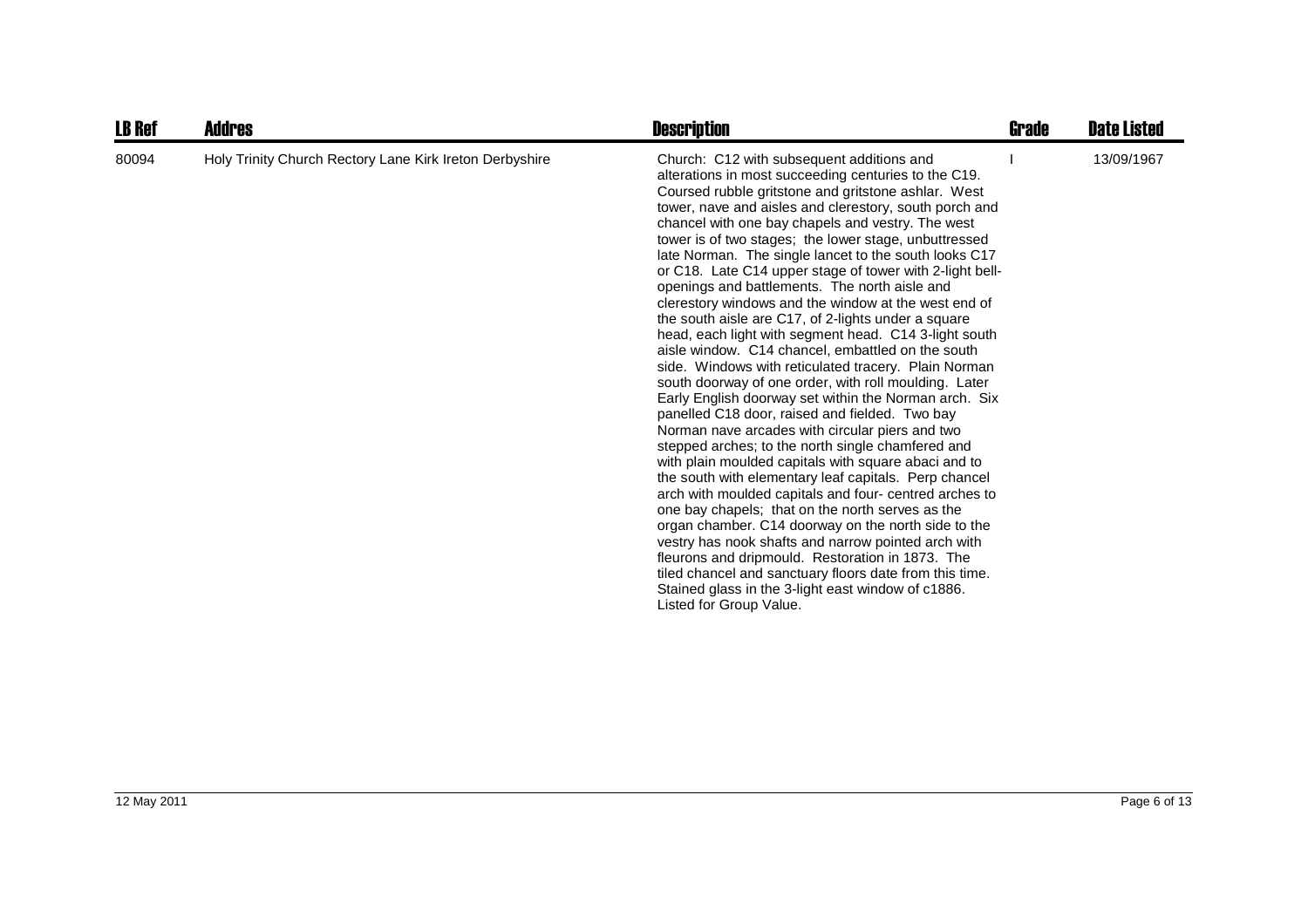| LB Ref | Addres | Description | Grade | Date Listed |
| --- | --- | --- | --- | --- |
| 80094 | Holy Trinity Church Rectory Lane Kirk Ireton Derbyshire | Church: C12 with subsequent additions and alterations in most succeeding centuries to the C19. Coursed rubble gritstone and gritstone ashlar. West tower, nave and aisles and clerestory, south porch and chancel with one bay chapels and vestry. The west tower is of two stages; the lower stage, unbuttressed late Norman. The single lancet to the south looks C17 or C18. Late C14 upper stage of tower with 2-light bell-openings and battlements. The north aisle and clerestory windows and the window at the west end of the south aisle are C17, of 2-lights under a square head, each light with segment head. C14 3-light south aisle window. C14 chancel, embattled on the south side. Windows with reticulated tracery. Plain Norman south doorway of one order, with roll moulding. Later Early English doorway set within the Norman arch. Six panelled C18 door, raised and fielded. Two bay Norman nave arcades with circular piers and two stepped arches; to the north single chamfered and with plain moulded capitals with square abaci and to the south with elementary leaf capitals. Perp chancel arch with moulded capitals and four- centred arches to one bay chapels; that on the north serves as the organ chamber. C14 doorway on the north side to the vestry has nook shafts and narrow pointed arch with fleurons and dripmould. Restoration in 1873. The tiled chancel and sanctuary floors date from this time. Stained glass in the 3-light east window of c1886. Listed for Group Value. | I | 13/09/1967 |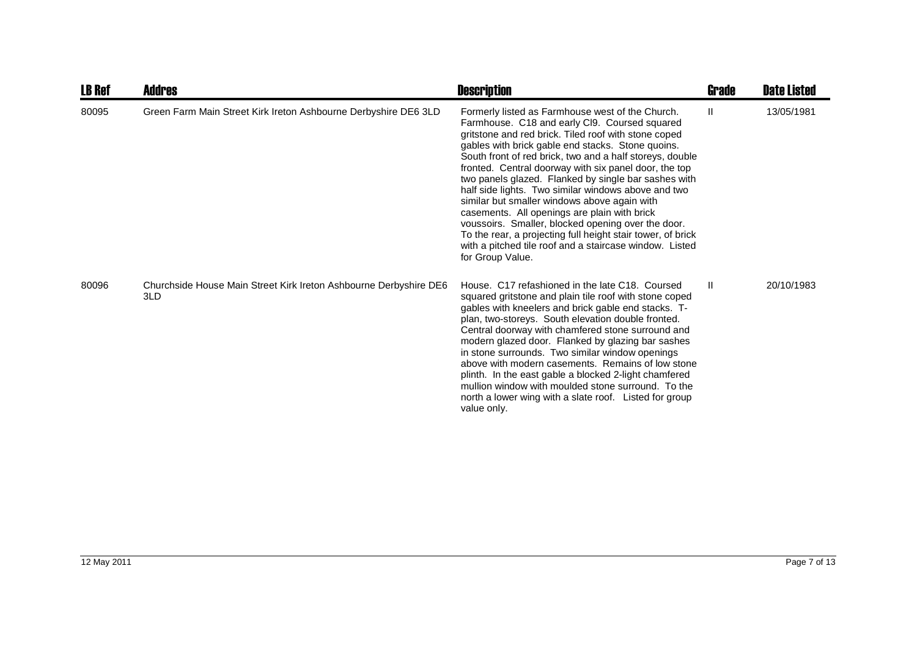| LB Ref | Addres | Description | Grade | Date Listed |
| --- | --- | --- | --- | --- |
| 80095 | Green Farm Main Street Kirk Ireton Ashbourne Derbyshire DE6 3LD | Formerly listed as Farmhouse west of the Church. Farmhouse. C18 and early Cl9. Coursed squared gritstone and red brick. Tiled roof with stone coped gables with brick gable end stacks. Stone quoins. South front of red brick, two and a half storeys, double fronted. Central doorway with six panel door, the top two panels glazed. Flanked by single bar sashes with half side lights. Two similar windows above and two similar but smaller windows above again with casements. All openings are plain with brick voussoirs. Smaller, blocked opening over the door. To the rear, a projecting full height stair tower, of brick with a pitched tile roof and a staircase window. Listed for Group Value. | II | 13/05/1981 |
| 80096 | Churchside House Main Street Kirk Ireton Ashbourne Derbyshire DE6 3LD | House. C17 refashioned in the late C18. Coursed squared gritstone and plain tile roof with stone coped gables with kneelers and brick gable end stacks. T-plan, two-storeys. South elevation double fronted. Central doorway with chamfered stone surround and modern glazed door. Flanked by glazing bar sashes in stone surrounds. Two similar window openings above with modern casements. Remains of low stone plinth. In the east gable a blocked 2-light chamfered mullion window with moulded stone surround. To the north a lower wing with a slate roof. Listed for group value only. | II | 20/10/1983 |

12 May 2011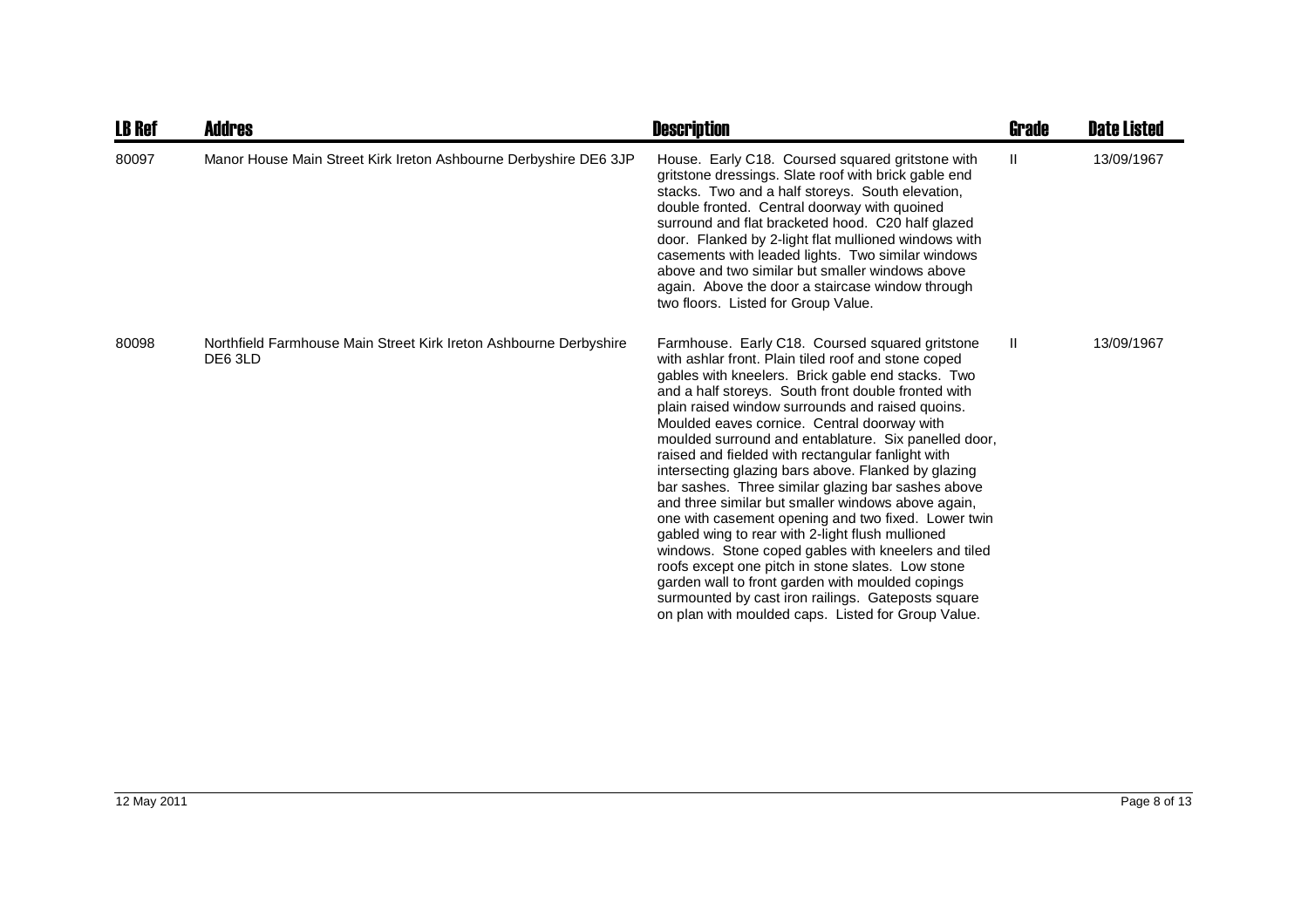| LB Ref | Addres | Description | Grade | Date Listed |
|---|---|---|---|---|
| 80097 | Manor House Main Street Kirk Ireton Ashbourne Derbyshire DE6 3JP | House. Early C18. Coursed squared gritstone with gritstone dressings. Slate roof with brick gable end stacks. Two and a half storeys. South elevation, double fronted. Central doorway with quoined surround and flat bracketed hood. C20 half glazed door. Flanked by 2-light flat mullioned windows with casements with leaded lights. Two similar windows above and two similar but smaller windows above again. Above the door a staircase window through two floors. Listed for Group Value. | II | 13/09/1967 |
| 80098 | Northfield Farmhouse Main Street Kirk Ireton Ashbourne Derbyshire DE6 3LD | Farmhouse. Early C18. Coursed squared gritstone with ashlar front. Plain tiled roof and stone coped gables with kneelers. Brick gable end stacks. Two and a half storeys. South front double fronted with plain raised window surrounds and raised quoins. Moulded eaves cornice. Central doorway with moulded surround and entablature. Six panelled door, raised and fielded with rectangular fanlight with intersecting glazing bars above. Flanked by glazing bar sashes. Three similar glazing bar sashes above and three similar but smaller windows above again, one with casement opening and two fixed. Lower twin gabled wing to rear with 2-light flush mullioned windows. Stone coped gables with kneelers and tiled roofs except one pitch in stone slates. Low stone garden wall to front garden with moulded copings surmounted by cast iron railings. Gateposts square on plan with moulded caps. Listed for Group Value. | II | 13/09/1967 |

12 May 2011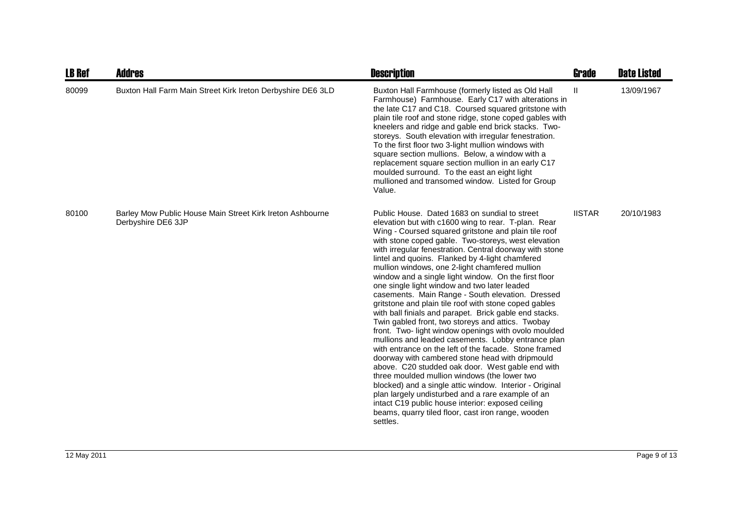| LB Ref | Addres | Description | Grade | Date Listed |
|---|---|---|---|---|
| 80099 | Buxton Hall Farm Main Street Kirk Ireton Derbyshire DE6 3LD | Buxton Hall Farmhouse (formerly listed as Old Hall Farmhouse) Farmhouse. Early C17 with alterations in the late C17 and C18. Coursed squared gritstone with plain tile roof and stone ridge, stone coped gables with kneelers and ridge and gable end brick stacks. Two-storeys. South elevation with irregular fenestration. To the first floor two 3-light mullion windows with square section mullions. Below, a window with a replacement square section mullion in an early C17 moulded surround. To the east an eight light mullioned and transomed window. Listed for Group Value. | II | 13/09/1967 |
| 80100 | Barley Mow Public House Main Street Kirk Ireton Ashbourne Derbyshire DE6 3JP | Public House. Dated 1683 on sundial to street elevation but with c1600 wing to rear. T-plan. Rear Wing - Coursed squared gritstone and plain tile roof with stone coped gable. Two-storeys, west elevation with irregular fenestration. Central doorway with stone lintel and quoins. Flanked by 4-light chamfered mullion windows, one 2-light chamfered mullion window and a single light window. On the first floor one single light window and two later leaded casements. Main Range - South elevation. Dressed gritstone and plain tile roof with stone coped gables with ball finials and parapet. Brick gable end stacks. Twin gabled front, two storeys and attics. Twobay front. Two- light window openings with ovolo moulded mullions and leaded casements. Lobby entrance plan with entrance on the left of the facade. Stone framed doorway with cambered stone head with dripmould above. C20 studded oak door. West gable end with three moulded mullion windows (the lower two blocked) and a single attic window. Interior - Original plan largely undisturbed and a rare example of an intact C19 public house interior: exposed ceiling beams, quarry tiled floor, cast iron range, wooden settles. | IISTAR | 20/10/1983 |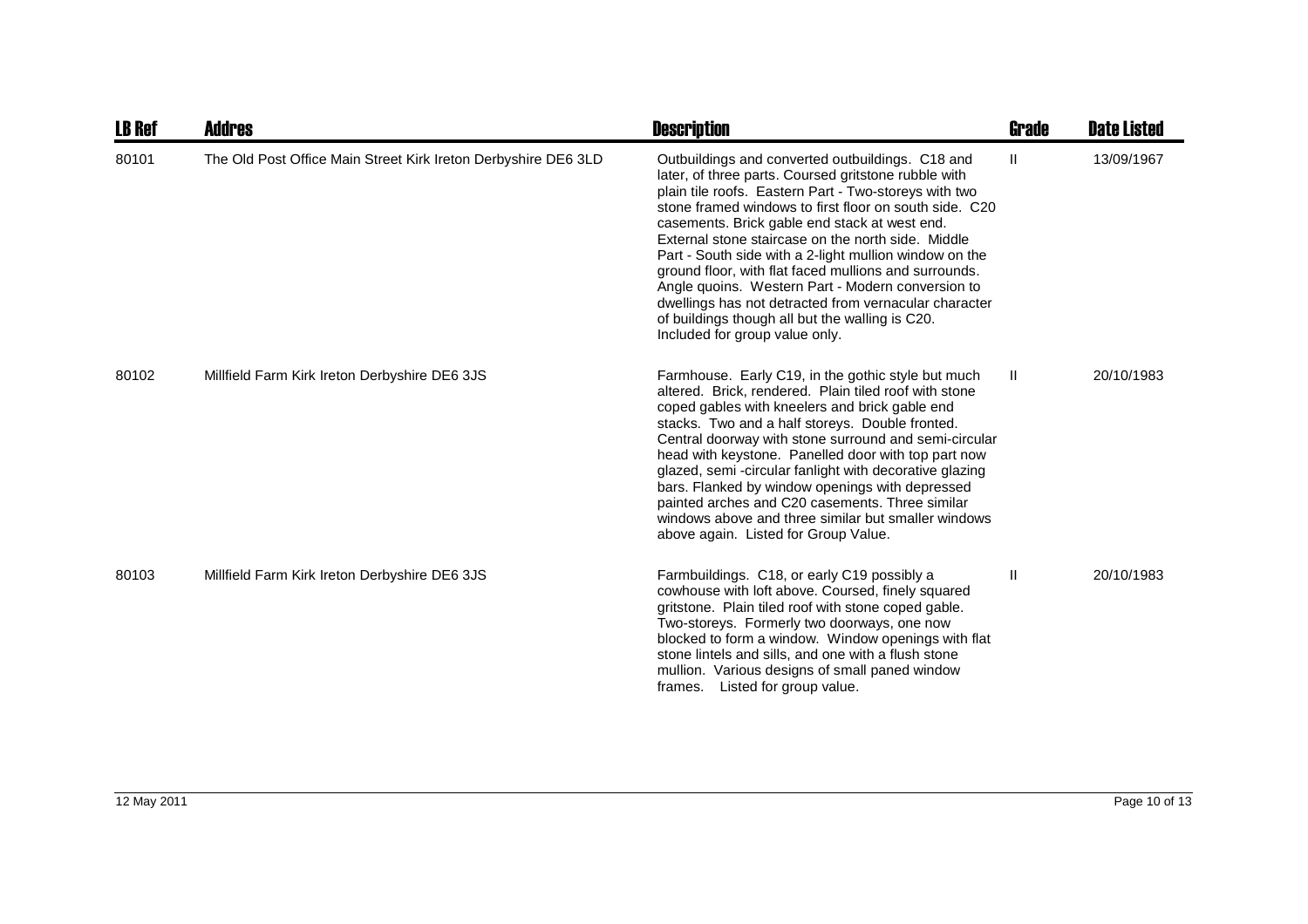| LB Ref | Addres | Description | Grade | Date Listed |
|---|---|---|---|---|
| 80101 | The Old Post Office Main Street Kirk Ireton Derbyshire DE6 3LD | Outbuildings and converted outbuildings. C18 and later, of three parts. Coursed gritstone rubble with plain tile roofs. Eastern Part - Two-storeys with two stone framed windows to first floor on south side. C20 casements. Brick gable end stack at west end. External stone staircase on the north side. Middle Part - South side with a 2-light mullion window on the ground floor, with flat faced mullions and surrounds. Angle quoins. Western Part - Modern conversion to dwellings has not detracted from vernacular character of buildings though all but the walling is C20. Included for group value only. | II | 13/09/1967 |
| 80102 | Millfield Farm Kirk Ireton Derbyshire DE6 3JS | Farmhouse. Early C19, in the gothic style but much altered. Brick, rendered. Plain tiled roof with stone coped gables with kneelers and brick gable end stacks. Two and a half storeys. Double fronted. Central doorway with stone surround and semi-circular head with keystone. Panelled door with top part now glazed, semi -circular fanlight with decorative glazing bars. Flanked by window openings with depressed painted arches and C20 casements. Three similar windows above and three similar but smaller windows above again. Listed for Group Value. | II | 20/10/1983 |
| 80103 | Millfield Farm Kirk Ireton Derbyshire DE6 3JS | Farmbuildings. C18, or early C19 possibly a cowhouse with loft above. Coursed, finely squared gritstone. Plain tiled roof with stone coped gable. Two-storeys. Formerly two doorways, one now blocked to form a window. Window openings with flat stone lintels and sills, and one with a flush stone mullion. Various designs of small paned window frames. Listed for group value. | II | 20/10/1983 |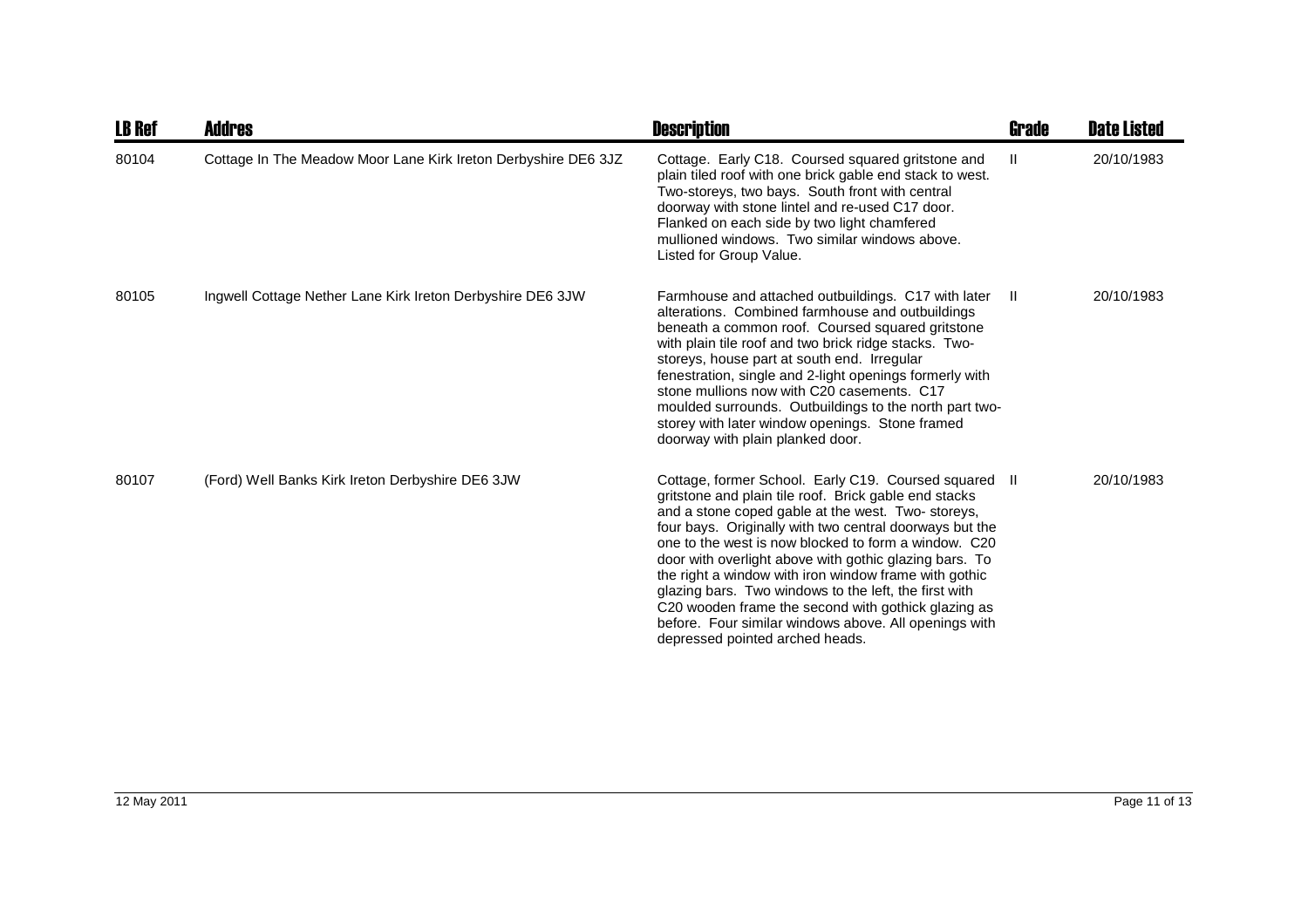| LB Ref | Addres | Description | Grade | Date Listed |
|---|---|---|---|---|
| 80104 | Cottage In The Meadow Moor Lane Kirk Ireton Derbyshire DE6 3JZ | Cottage. Early C18. Coursed squared gritstone and plain tiled roof with one brick gable end stack to west. Two-storeys, two bays. South front with central doorway with stone lintel and re-used C17 door. Flanked on each side by two light chamfered mullioned windows. Two similar windows above. Listed for Group Value. | II | 20/10/1983 |
| 80105 | Ingwell Cottage Nether Lane Kirk Ireton Derbyshire DE6 3JW | Farmhouse and attached outbuildings. C17 with later alterations. Combined farmhouse and outbuildings beneath a common roof. Coursed squared gritstone with plain tile roof and two brick ridge stacks. Two-storeys, house part at south end. Irregular fenestration, single and 2-light openings formerly with stone mullions now with C20 casements. C17 moulded surrounds. Outbuildings to the north part two-storey with later window openings. Stone framed doorway with plain planked door. | II | 20/10/1983 |
| 80107 | (Ford) Well Banks Kirk Ireton Derbyshire DE6 3JW | Cottage, former School. Early C19. Coursed squared gritstone and plain tile roof. Brick gable end stacks and a stone coped gable at the west. Two- storeys, four bays. Originally with two central doorways but the one to the west is now blocked to form a window. C20 door with overlight above with gothic glazing bars. To the right a window with iron window frame with gothic glazing bars. Two windows to the left, the first with C20 wooden frame the second with gothick glazing as before. Four similar windows above. All openings with depressed pointed arched heads. | II | 20/10/1983 |

12 May 2011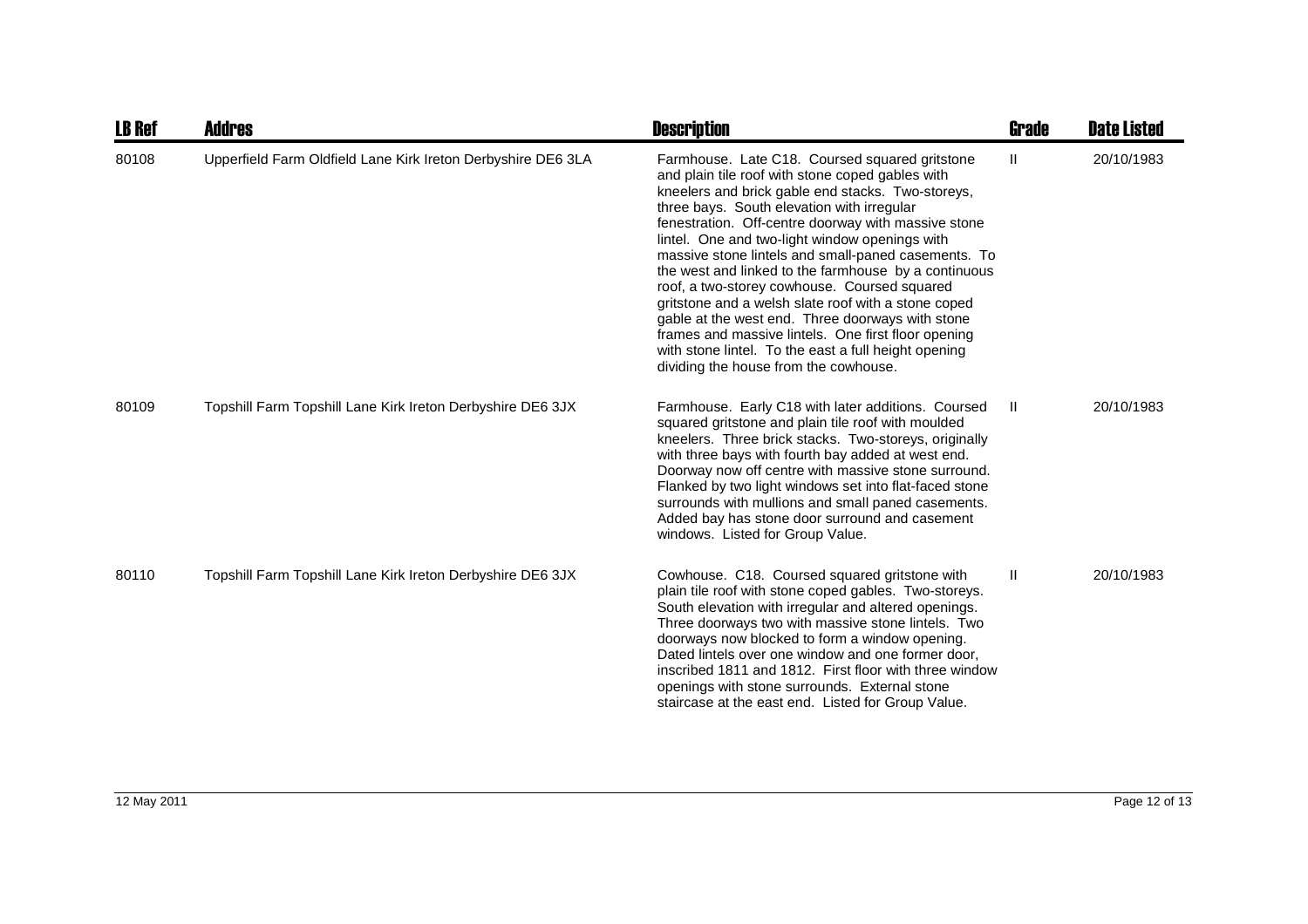| LB Ref | Addres | Description | Grade | Date Listed |
|---|---|---|---|---|
| 80108 | Upperfield Farm Oldfield Lane Kirk Ireton Derbyshire DE6 3LA | Farmhouse. Late C18. Coursed squared gritstone and plain tile roof with stone coped gables with kneelers and brick gable end stacks. Two-storeys, three bays. South elevation with irregular fenestration. Off-centre doorway with massive stone lintel. One and two-light window openings with massive stone lintels and small-paned casements. To the west and linked to the farmhouse by a continuous roof, a two-storey cowhouse. Coursed squared gritstone and a welsh slate roof with a stone coped gable at the west end. Three doorways with stone frames and massive lintels. One first floor opening with stone lintel. To the east a full height opening dividing the house from the cowhouse. | II | 20/10/1983 |
| 80109 | Topshill Farm Topshill Lane Kirk Ireton Derbyshire DE6 3JX | Farmhouse. Early C18 with later additions. Coursed squared gritstone and plain tile roof with moulded kneelers. Three brick stacks. Two-storeys, originally with three bays with fourth bay added at west end. Doorway now off centre with massive stone surround. Flanked by two light windows set into flat-faced stone surrounds with mullions and small paned casements. Added bay has stone door surround and casement windows. Listed for Group Value. | II | 20/10/1983 |
| 80110 | Topshill Farm Topshill Lane Kirk Ireton Derbyshire DE6 3JX | Cowhouse. C18. Coursed squared gritstone with plain tile roof with stone coped gables. Two-storeys. South elevation with irregular and altered openings. Three doorways two with massive stone lintels. Two doorways now blocked to form a window opening. Dated lintels over one window and one former door, inscribed 1811 and 1812. First floor with three window openings with stone surrounds. External stone staircase at the east end. Listed for Group Value. | II | 20/10/1983 |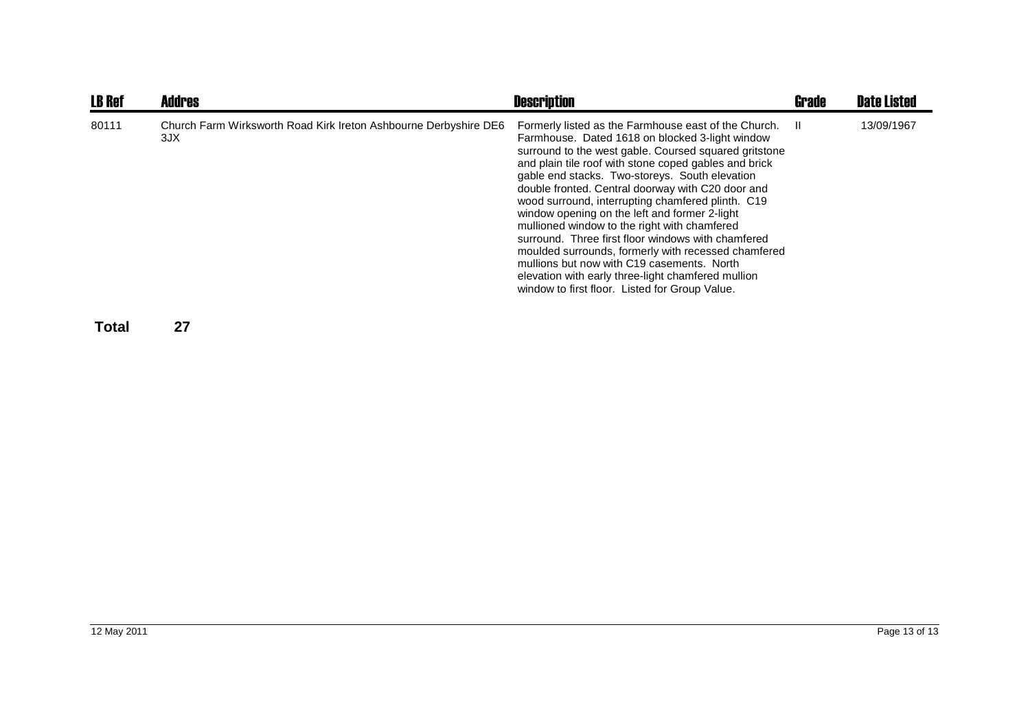| LB Ref | Addres | Description | Grade | Date Listed |
|---|---|---|---|---|
| 80111 | Church Farm Wirksworth Road Kirk Ireton Ashbourne Derbyshire DE6 3JX | Formerly listed as the Farmhouse east of the Church. Farmhouse. Dated 1618 on blocked 3-light window surround to the west gable. Coursed squared gritstone and plain tile roof with stone coped gables and brick gable end stacks. Two-storeys. South elevation double fronted. Central doorway with C20 door and wood surround, interrupting chamfered plinth. C19 window opening on the left and former 2-light mullioned window to the right with chamfered surround. Three first floor windows with chamfered moulded surrounds, formerly with recessed chamfered mullions but now with C19 casements. North elevation with early three-light chamfered mullion window to first floor. Listed for Group Value. | II | 13/09/1967 |

**Total** **27**

12 May 2011